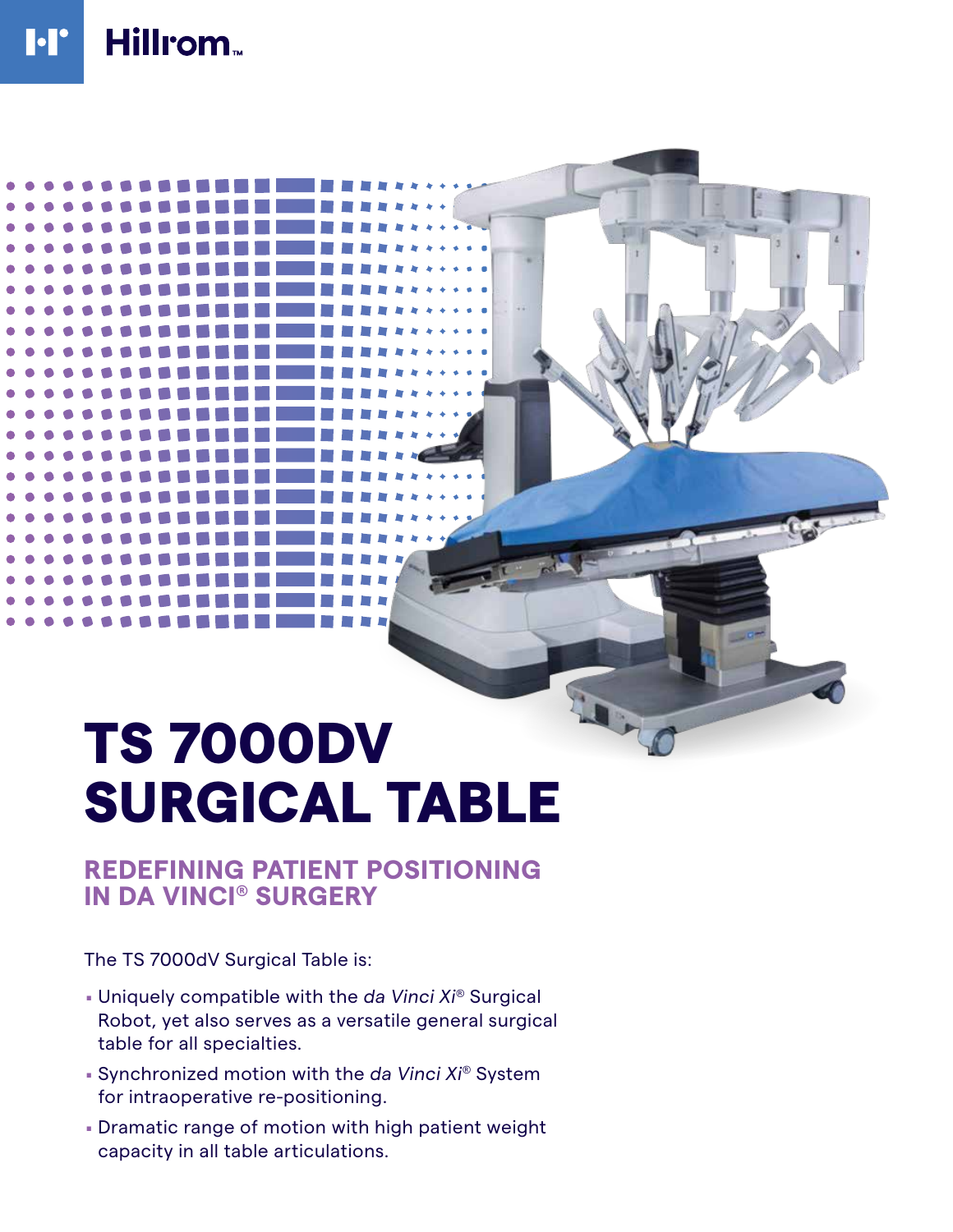Hillrom™

# TS 7000DV SURGICAL TABLE

## REDEFINING PATIENT POSITIONING IN DA VINCI® SURGERY

The TS 7000dV Surgical Table is:

- Uniquely compatible with the *da Vinci Xi*® Surgical Robot, yet also serves as a versatile general surgical table for all specialties.
- Synchronized motion with the *da Vinci Xi*® System for intraoperative re-positioning.
- Dramatic range of motion with high patient weight capacity in all table articulations.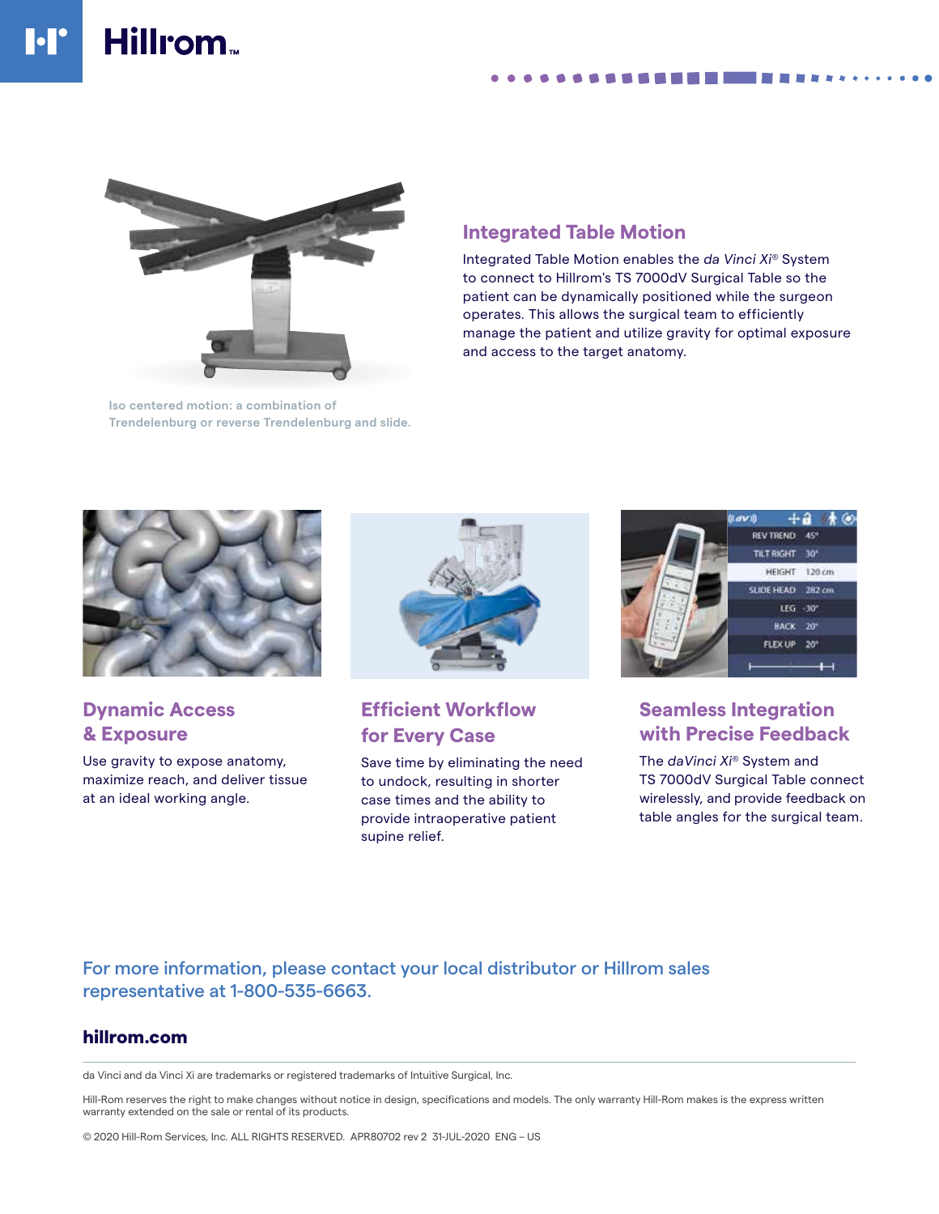Iso centered motion: a combination of Trendelenburg or reverse Trendelenburg and slide.

## Integrated Table Motion

Integrated Table Motion enables the *da Vinci Xi*® System to connect to Hillrom's TS 7000dV Surgical Table so the patient can be dynamically positioned while the surgeon operates. This allows the surgical team to efficiently manage the patient and utilize gravity for optimal exposure and access to the target anatomy.

### Dynamic Access & Exposure

Use gravity to expose anatomy, maximize reach, and deliver tissue at an ideal working angle.

### Efficient Workflow for Every Case

Save time by eliminating the need to undock, resulting in shorter case times and the ability to provide intraoperative patient supine relief.

### Seamless Integration with Precise Feedback

The *daVinci Xi*® System and TS 7000dV Surgical Table connect wirelessly, and provide feedback on table angles for the surgical team.

For more information, please contact your local distributor or Hillrom sales representative at 1-800-535-6663.

**hillrom.com**

da Vinci and da Vinci Xi are trademarks or registered trademarks of Intuitive Surgical, Inc.

Hill-Rom reserves the right to make changes without notice in design, specifications and models. The only warranty Hill-Rom makes is the express written warranty extended on the sale or rental of its products.

© 2020 Hill-Rom Services, Inc. ALL RIGHTS RESERVED. APR80702 rev 2 31-JUL-2020 ENG – US